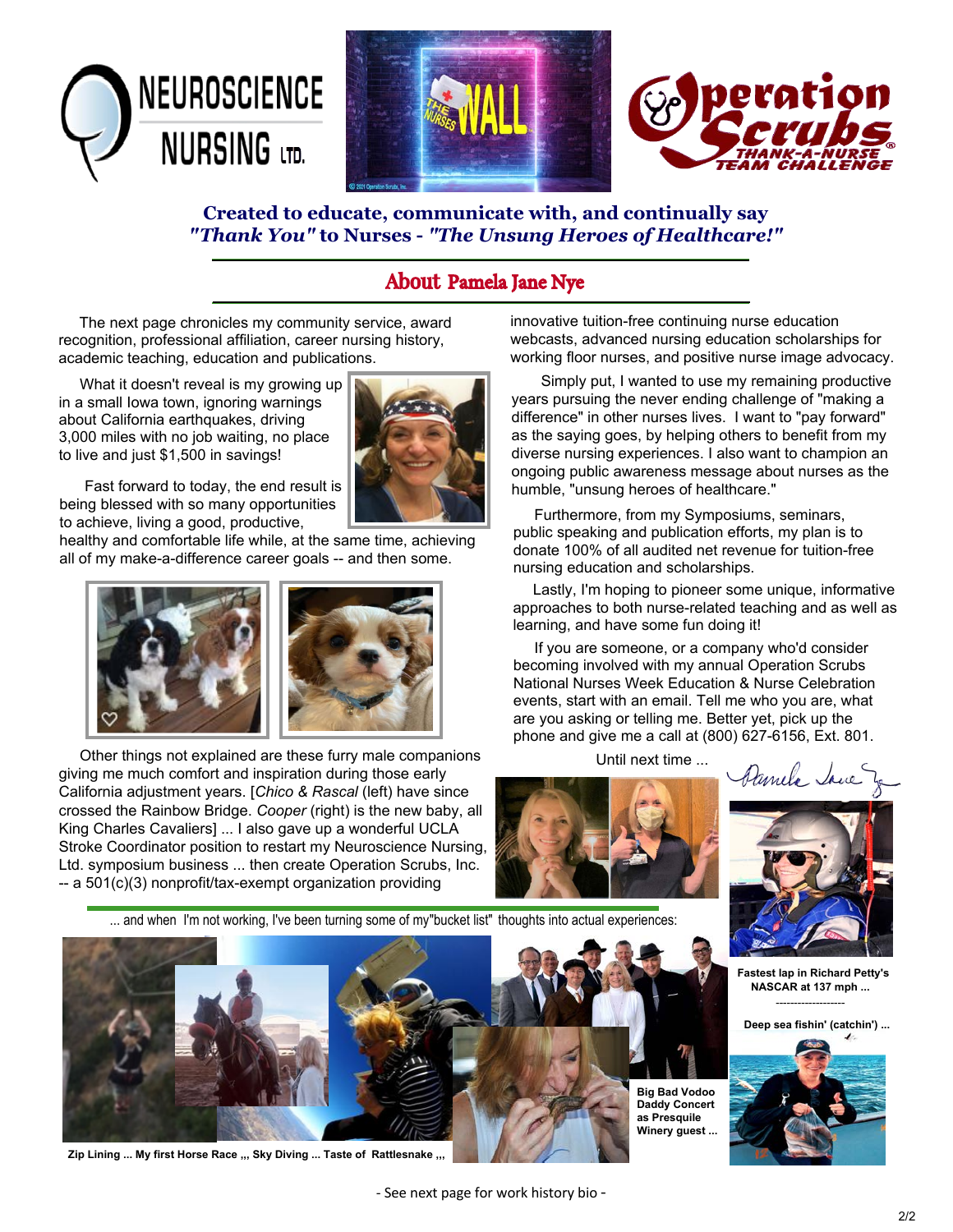NEUROSCIENCE NURSING LTD.

Operation Scrubs THANK-A-NURSE TEAM CHALLENGE

**Created to educate, communicate with, and continually say *"Thank You"* to Nurses - *"The Unsung Heroes of Healthcare!"***

## About Pamela Jane Nye

The next page chronicles my community service, award recognition, professional affiliation, career nursing history, academic teaching, education and publications.

What it doesn't reveal is my growing up in a small Iowa town, ignoring warnings about California earthquakes, driving 3,000 miles with no job waiting, no place to live and just $1,500 in savings!

Fast forward to today, the end result is being blessed with so many opportunities to achieve, living a good, productive, healthy and comfortable life while, at the same time, achieving all of my make-a-difference career goals -- and then some.

Other things not explained are these furry male companions giving me much comfort and inspiration during those early California adjustment years. [*Chico & Rascal* (left) have since crossed the Rainbow Bridge. *Cooper* (right) is the new baby, all King Charles Cavaliers] ... I also gave up a wonderful UCLA Stroke Coordinator position to restart my Neuroscience Nursing, Ltd. symposium business ... then create Operation Scrubs, Inc. -- a 501(c)(3) nonprofit/tax-exempt organization providing innovative tuition-free continuing nurse education webcasts, advanced nursing education scholarships for working floor nurses, and positive nurse image advocacy.

Simply put, I wanted to use my remaining productive years pursuing the never ending challenge of "making a difference" in other nurses lives. I want to "pay forward" as the saying goes, by helping others to benefit from my diverse nursing experiences. I also want to champion an ongoing public awareness message about nurses as the humble, "unsung heroes of healthcare."

Furthermore, from my Symposiums, seminars, public speaking and publication efforts, my plan is to donate 100% of all audited net revenue for tuition-free nursing education and scholarships.

Lastly, I'm hoping to pioneer some unique, informative approaches to both nurse-related teaching and as well as learning, and have some fun doing it!

If you are someone, or a company who'd consider becoming involved with my annual Operation Scrubs National Nurses Week Education & Nurse Celebration events, start with an email. Tell me who you are, what are you asking or telling me. Better yet, pick up the phone and give me a call at (800) 627-6156, Ext. 801.

Until next time ...

Pamela Jane

... and when I'm not working, I've been turning some of my"bucket list" thoughts into actual experiences:

**Fastest lap in Richard Petty's NASCAR at 137 mph ...**

**Deep sea fishin' (catchin') ...**

**Big Bad Vodoo Daddy Concert as Presquile Winery guest ...**

**Zip Lining ... My first Horse Race ,,, Sky Diving ... Taste of Rattlesnake ,,,**

- See next page for work history bio -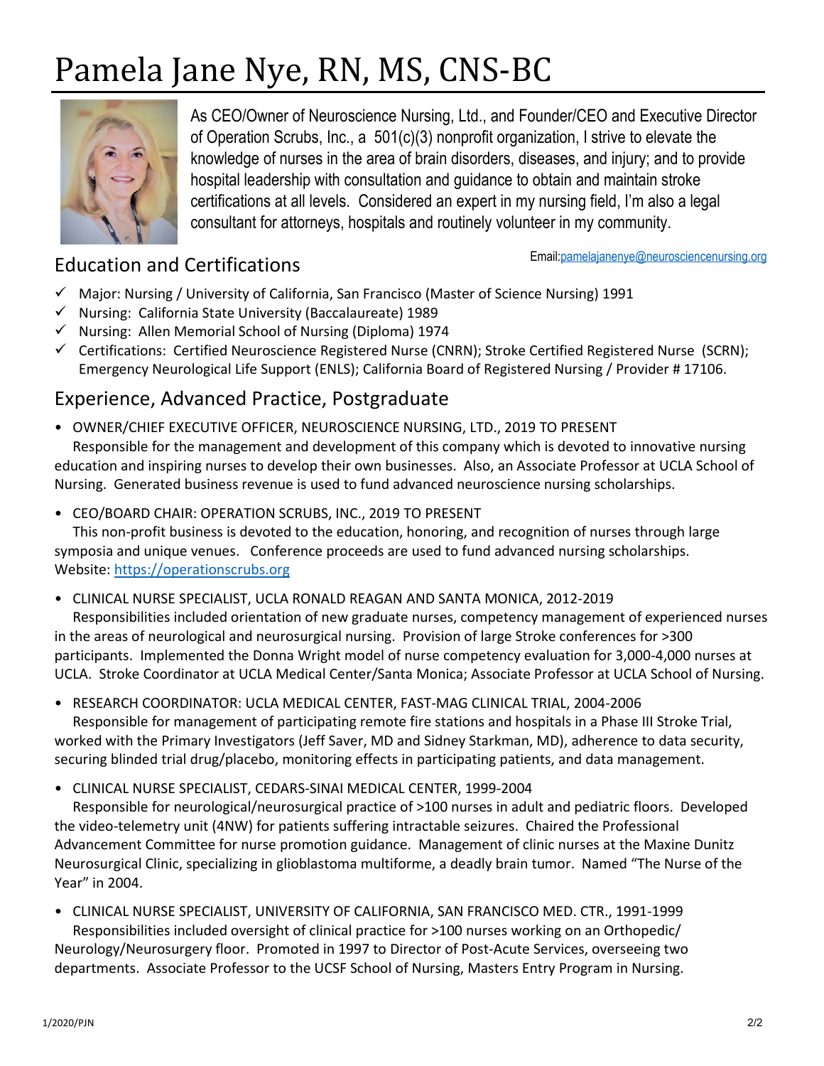# Pamela Jane Nye, RN, MS, CNS-BC

As CEO/Owner of Neuroscience Nursing, Ltd., and Founder/CEO and Executive Director of Operation Scrubs, Inc., a 501(c)(3) nonprofit organization, I strive to elevate the knowledge of nurses in the area of brain disorders, diseases, and injury; and to provide hospital leadership with consultation and guidance to obtain and maintain stroke certifications at all levels. Considered an expert in my nursing field, I'm also a legal consultant for attorneys, hospitals and routinely volunteer in my community.

Email:pamelajanenye@neurosciencenursing.org

## Education and Certifications

- ✓ Major: Nursing / University of California, San Francisco (Master of Science Nursing) 1991
- ✓ Nursing: California State University (Baccalaureate) 1989
- ✓ Nursing: Allen Memorial School of Nursing (Diploma) 1974
- ✓ Certifications: Certified Neuroscience Registered Nurse (CNRN); Stroke Certified Registered Nurse (SCRN); Emergency Neurological Life Support (ENLS); California Board of Registered Nursing / Provider # 17106.

## Experience, Advanced Practice, Postgraduate

- OWNER/CHIEF EXECUTIVE OFFICER, NEUROSCIENCE NURSING, LTD., 2019 TO PRESENT

  Responsible for the management and development of this company which is devoted to innovative nursing education and inspiring nurses to develop their own businesses. Also, an Associate Professor at UCLA School of Nursing. Generated business revenue is used to fund advanced neuroscience nursing scholarships.

- CEO/BOARD CHAIR: OPERATION SCRUBS, INC., 2019 TO PRESENT

  This non-profit business is devoted to the education, honoring, and recognition of nurses through large symposia and unique venues. Conference proceeds are used to fund advanced nursing scholarships. Website: https://operationscrubs.org

- CLINICAL NURSE SPECIALIST, UCLA RONALD REAGAN AND SANTA MONICA, 2012-2019

  Responsibilities included orientation of new graduate nurses, competency management of experienced nurses in the areas of neurological and neurosurgical nursing. Provision of large Stroke conferences for >300 participants. Implemented the Donna Wright model of nurse competency evaluation for 3,000-4,000 nurses at UCLA. Stroke Coordinator at UCLA Medical Center/Santa Monica; Associate Professor at UCLA School of Nursing.

- RESEARCH COORDINATOR: UCLA MEDICAL CENTER, FAST-MAG CLINICAL TRIAL, 2004-2006

  Responsible for management of participating remote fire stations and hospitals in a Phase III Stroke Trial, worked with the Primary Investigators (Jeff Saver, MD and Sidney Starkman, MD), adherence to data security, securing blinded trial drug/placebo, monitoring effects in participating patients, and data management.

- CLINICAL NURSE SPECIALIST, CEDARS-SINAI MEDICAL CENTER, 1999-2004

  Responsible for neurological/neurosurgical practice of >100 nurses in adult and pediatric floors. Developed the video-telemetry unit (4NW) for patients suffering intractable seizures. Chaired the Professional Advancement Committee for nurse promotion guidance. Management of clinic nurses at the Maxine Dunitz Neurosurgical Clinic, specializing in glioblastoma multiforme, a deadly brain tumor. Named "The Nurse of the Year" in 2004.

- CLINICAL NURSE SPECIALIST, UNIVERSITY OF CALIFORNIA, SAN FRANCISCO MED. CTR., 1991-1999

  Responsibilities included oversight of clinical practice for >100 nurses working on an Orthopedic/ Neurology/Neurosurgery floor. Promoted in 1997 to Director of Post-Acute Services, overseeing two departments. Associate Professor to the UCSF School of Nursing, Masters Entry Program in Nursing.

1/2020/PJN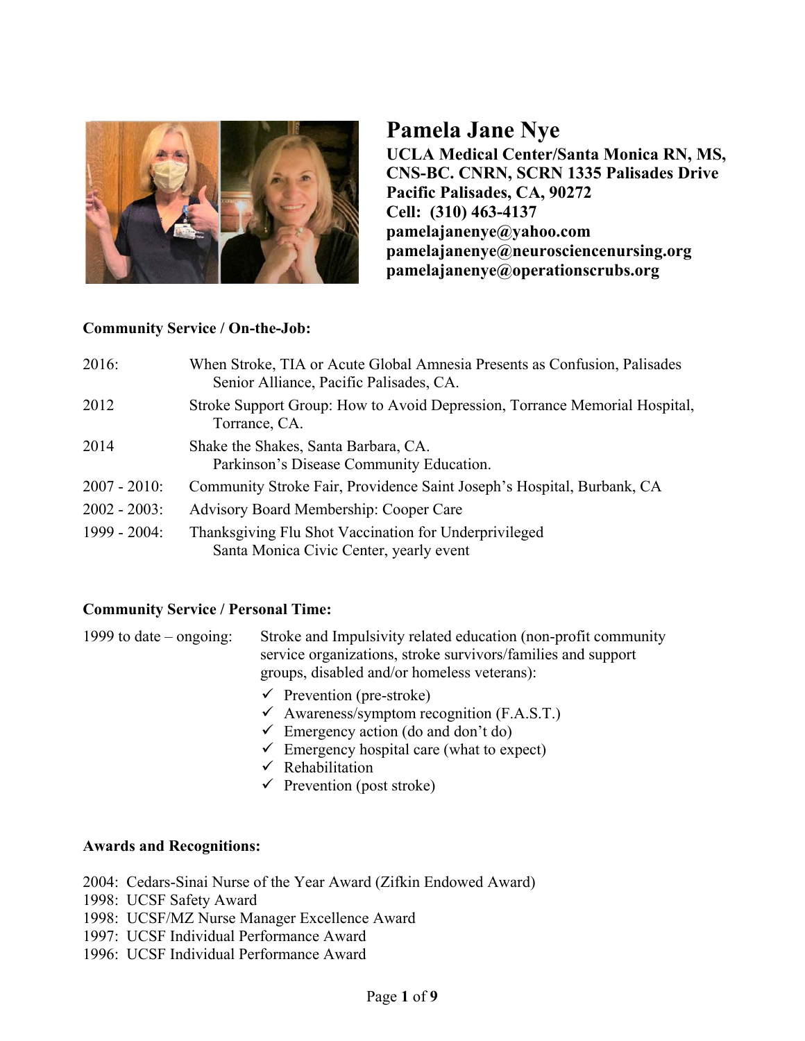# Pamela Jane Nye

**UCLA Medical Center/Santa Monica RN, MS, CNS-BC. CNRN, SCRN 1335 Palisades Drive**
**Pacific Palisades, CA, 90272**
**Cell: (310) 463-4137**
**pamelajanenye@yahoo.com**
**pamelajanenye@neurosciencenursing.org**
**pamelajanenye@operationscrubs.org**

## Community Service / On-the-Job:

| | |
|---|---|
| 2016: | When Stroke, TIA or Acute Global Amnesia Presents as Confusion, Palisades Senior Alliance, Pacific Palisades, CA. |
| 2012 | Stroke Support Group: How to Avoid Depression, Torrance Memorial Hospital, Torrance, CA. |
| 2014 | Shake the Shakes, Santa Barbara, CA. Parkinson's Disease Community Education. |
| 2007 - 2010: | Community Stroke Fair, Providence Saint Joseph's Hospital, Burbank, CA |
| 2002 - 2003: | Advisory Board Membership: Cooper Care |
| 1999 - 2004: | Thanksgiving Flu Shot Vaccination for Underprivileged Santa Monica Civic Center, yearly event |

## Community Service / Personal Time:

1999 to date – ongoing: Stroke and Impulsivity related education (non-profit community service organizations, stroke survivors/families and support groups, disabled and/or homeless veterans):

- ✓ Prevention (pre-stroke)
- ✓ Awareness/symptom recognition (F.A.S.T.)
- ✓ Emergency action (do and don't do)
- ✓ Emergency hospital care (what to expect)
- ✓ Rehabilitation
- ✓ Prevention (post stroke)

## Awards and Recognitions:

2004: Cedars-Sinai Nurse of the Year Award (Zifkin Endowed Award)
1998: UCSF Safety Award
1998: UCSF/MZ Nurse Manager Excellence Award
1997: UCSF Individual Performance Award
1996: UCSF Individual Performance Award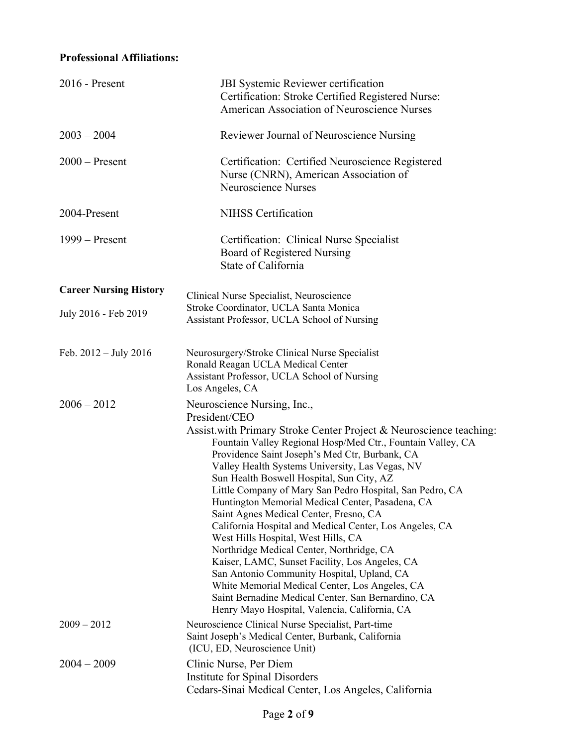**Professional Affiliations:**

| | |
|---|---|
| 2016 - Present | JBI Systemic Reviewer certification<br>Certification: Stroke Certified Registered Nurse:<br>American Association of Neuroscience Nurses |
| 2003 – 2004 | Reviewer Journal of Neuroscience Nursing |
| 2000 – Present | Certification: Certified Neuroscience Registered Nurse (CNRN), American Association of Neuroscience Nurses |
| 2004-Present | NIHSS Certification |
| 1999 – Present | Certification: Clinical Nurse Specialist<br>Board of Registered Nursing<br>State of California |

**Career Nursing History**

| | |
|---|---|
| July 2016 - Feb 2019 | Clinical Nurse Specialist, Neuroscience<br>Stroke Coordinator, UCLA Santa Monica<br>Assistant Professor, UCLA School of Nursing |
| Feb. 2012 – July 2016 | Neurosurgery/Stroke Clinical Nurse Specialist<br>Ronald Reagan UCLA Medical Center<br>Assistant Professor, UCLA School of Nursing<br>Los Angeles, CA |
| 2006 – 2012 | Neuroscience Nursing, Inc.,<br>President/CEO<br>Assist.with Primary Stroke Center Project & Neuroscience teaching:<br>Fountain Valley Regional Hosp/Med Ctr., Fountain Valley, CA<br>Providence Saint Joseph's Med Ctr, Burbank, CA<br>Valley Health Systems University, Las Vegas, NV<br>Sun Health Boswell Hospital, Sun City, AZ<br>Little Company of Mary San Pedro Hospital, San Pedro, CA<br>Huntington Memorial Medical Center, Pasadena, CA<br>Saint Agnes Medical Center, Fresno, CA<br>California Hospital and Medical Center, Los Angeles, CA<br>West Hills Hospital, West Hills, CA<br>Northridge Medical Center, Northridge, CA<br>Kaiser, LAMC, Sunset Facility, Los Angeles, CA<br>San Antonio Community Hospital, Upland, CA<br>White Memorial Medical Center, Los Angeles, CA<br>Saint Bernadine Medical Center, San Bernardino, CA<br>Henry Mayo Hospital, Valencia, California, CA |
| 2009 – 2012 | Neuroscience Clinical Nurse Specialist, Part-time<br>Saint Joseph's Medical Center, Burbank, California<br>(ICU, ED, Neuroscience Unit) |
| 2004 – 2009 | Clinic Nurse, Per Diem<br>Institute for Spinal Disorders<br>Cedars-Sinai Medical Center, Los Angeles, California |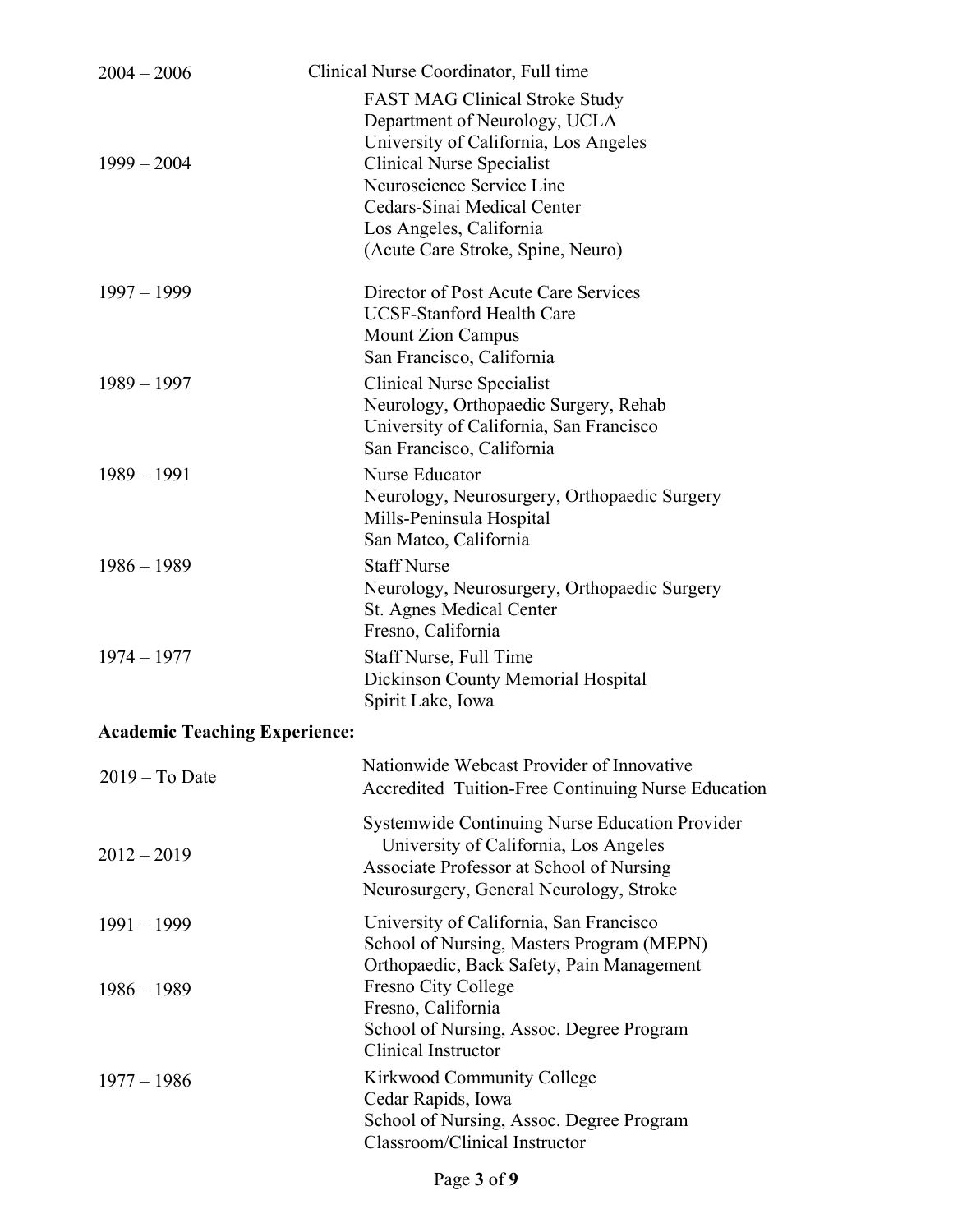| | |
|---|---|
| 2004 – 2006 | Clinical Nurse Coordinator, Full time<br>FAST MAG Clinical Stroke Study<br>Department of Neurology, UCLA<br>University of California, Los Angeles |
| 1999 – 2004 | Clinical Nurse Specialist<br>Neuroscience Service Line<br>Cedars-Sinai Medical Center<br>Los Angeles, California<br>(Acute Care Stroke, Spine, Neuro) |
| 1997 – 1999 | Director of Post Acute Care Services<br>UCSF-Stanford Health Care<br>Mount Zion Campus<br>San Francisco, California |
| 1989 – 1997 | Clinical Nurse Specialist<br>Neurology, Orthopaedic Surgery, Rehab<br>University of California, San Francisco<br>San Francisco, California |
| 1989 – 1991 | Nurse Educator<br>Neurology, Neurosurgery, Orthopaedic Surgery<br>Mills-Peninsula Hospital<br>San Mateo, California |
| 1986 – 1989 | Staff Nurse<br>Neurology, Neurosurgery, Orthopaedic Surgery<br>St. Agnes Medical Center<br>Fresno, California |
| 1974 – 1977 | Staff Nurse, Full Time<br>Dickinson County Memorial Hospital<br>Spirit Lake, Iowa |

**Academic Teaching Experience:**

| | |
|---|---|
| 2019 – To Date | Nationwide Webcast Provider of Innovative<br>Accredited Tuition-Free Continuing Nurse Education |
| 2012 – 2019 | Systemwide Continuing Nurse Education Provider<br>University of California, Los Angeles<br>Associate Professor at School of Nursing<br>Neurosurgery, General Neurology, Stroke |
| 1991 – 1999 | University of California, San Francisco<br>School of Nursing, Masters Program (MEPN)<br>Orthopaedic, Back Safety, Pain Management |
| 1986 – 1989 | Fresno City College<br>Fresno, California<br>School of Nursing, Assoc. Degree Program<br>Clinical Instructor |
| 1977 – 1986 | Kirkwood Community College<br>Cedar Rapids, Iowa<br>School of Nursing, Assoc. Degree Program<br>Classroom/Clinical Instructor |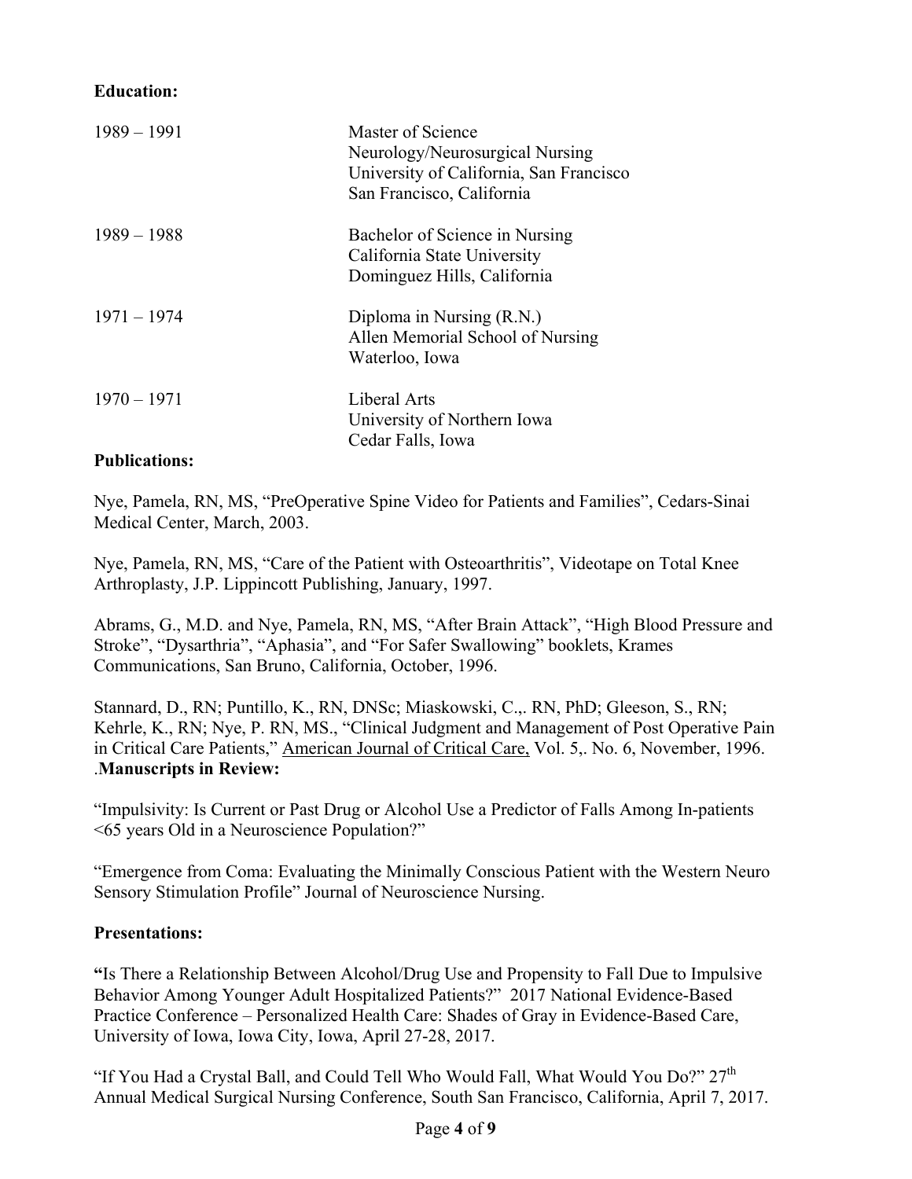**Education:**

| | |
|---|---|
| 1989 – 1991 | Master of Science<br>Neurology/Neurosurgical Nursing<br>University of California, San Francisco<br>San Francisco, California |
| 1989 – 1988 | Bachelor of Science in Nursing<br>California State University<br>Dominguez Hills, California |
| 1971 – 1974 | Diploma in Nursing (R.N.)<br>Allen Memorial School of Nursing<br>Waterloo, Iowa |
| 1970 – 1971 | Liberal Arts<br>University of Northern Iowa<br>Cedar Falls, Iowa |

**Publications:**

Nye, Pamela, RN, MS, "PreOperative Spine Video for Patients and Families", Cedars-Sinai Medical Center, March, 2003.

Nye, Pamela, RN, MS, "Care of the Patient with Osteoarthritis", Videotape on Total Knee Arthroplasty, J.P. Lippincott Publishing, January, 1997.

Abrams, G., M.D. and Nye, Pamela, RN, MS, "After Brain Attack", "High Blood Pressure and Stroke", "Dysarthria", "Aphasia", and "For Safer Swallowing" booklets, Krames Communications, San Bruno, California, October, 1996.

Stannard, D., RN; Puntillo, K., RN, DNSc; Miaskowski, C.,. RN, PhD; Gleeson, S., RN; Kehrle, K., RN; Nye, P. RN, MS., "Clinical Judgment and Management of Post Operative Pain in Critical Care Patients," American Journal of Critical Care, Vol. 5,. No. 6, November, 1996.

.**Manuscripts in Review:**

"Impulsivity: Is Current or Past Drug or Alcohol Use a Predictor of Falls Among In-patients <65 years Old in a Neuroscience Population?"

"Emergence from Coma: Evaluating the Minimally Conscious Patient with the Western Neuro Sensory Stimulation Profile" Journal of Neuroscience Nursing.

**Presentations:**

**"**Is There a Relationship Between Alcohol/Drug Use and Propensity to Fall Due to Impulsive Behavior Among Younger Adult Hospitalized Patients?" 2017 National Evidence-Based Practice Conference – Personalized Health Care: Shades of Gray in Evidence-Based Care, University of Iowa, Iowa City, Iowa, April 27-28, 2017.

"If You Had a Crystal Ball, and Could Tell Who Would Fall, What Would You Do?" 27th Annual Medical Surgical Nursing Conference, South San Francisco, California, April 7, 2017.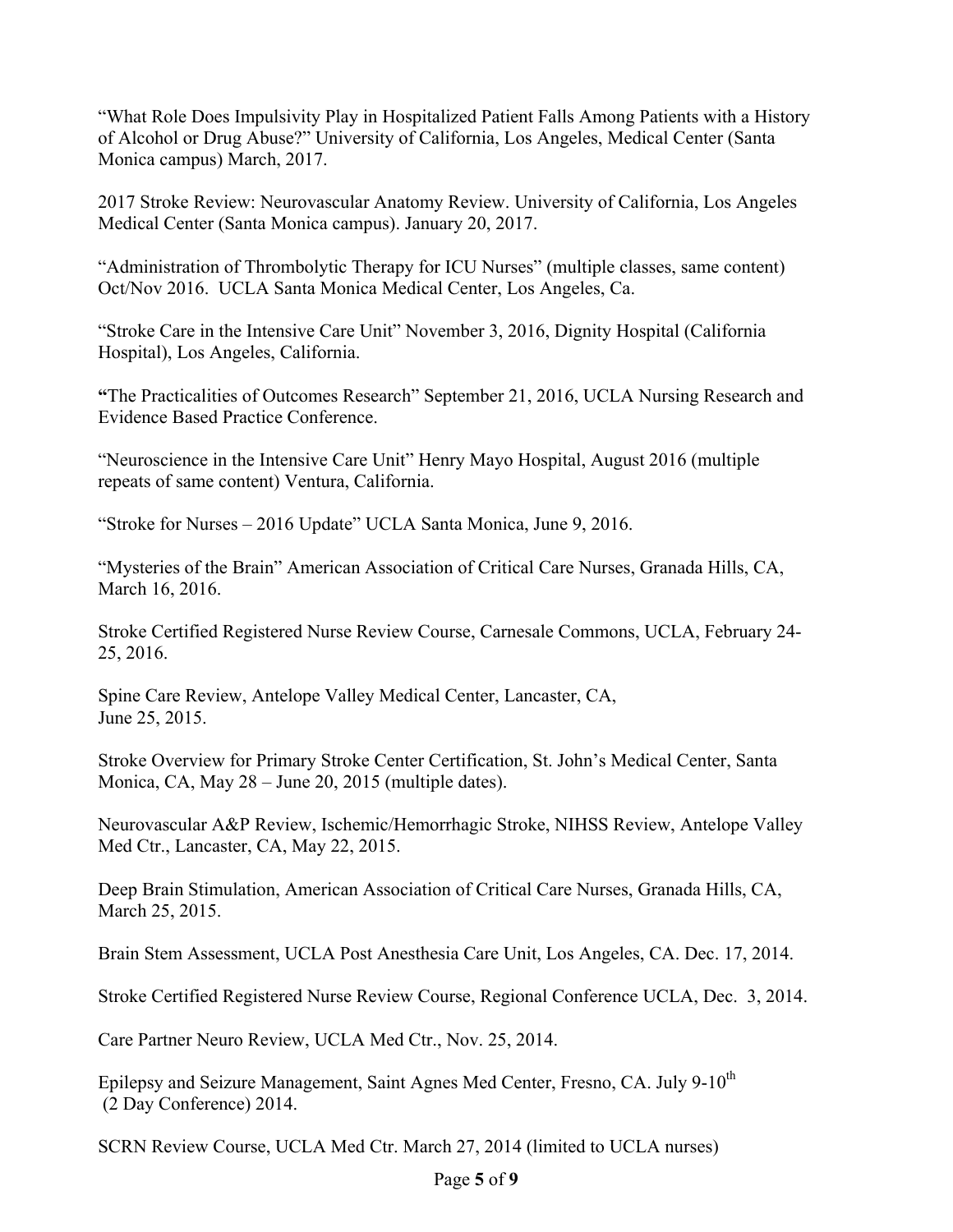"What Role Does Impulsivity Play in Hospitalized Patient Falls Among Patients with a History of Alcohol or Drug Abuse?" University of California, Los Angeles, Medical Center (Santa Monica campus) March, 2017.

2017 Stroke Review: Neurovascular Anatomy Review. University of California, Los Angeles Medical Center (Santa Monica campus). January 20, 2017.

"Administration of Thrombolytic Therapy for ICU Nurses" (multiple classes, same content) Oct/Nov 2016. UCLA Santa Monica Medical Center, Los Angeles, Ca.

"Stroke Care in the Intensive Care Unit" November 3, 2016, Dignity Hospital (California Hospital), Los Angeles, California.

**"**The Practicalities of Outcomes Research" September 21, 2016, UCLA Nursing Research and Evidence Based Practice Conference.

"Neuroscience in the Intensive Care Unit" Henry Mayo Hospital, August 2016 (multiple repeats of same content) Ventura, California.

"Stroke for Nurses – 2016 Update" UCLA Santa Monica, June 9, 2016.

"Mysteries of the Brain" American Association of Critical Care Nurses, Granada Hills, CA, March 16, 2016.

Stroke Certified Registered Nurse Review Course, Carnesale Commons, UCLA, February 24-25, 2016.

Spine Care Review, Antelope Valley Medical Center, Lancaster, CA, June 25, 2015.

Stroke Overview for Primary Stroke Center Certification, St. John's Medical Center, Santa Monica, CA, May 28 – June 20, 2015 (multiple dates).

Neurovascular A&P Review, Ischemic/Hemorrhagic Stroke, NIHSS Review, Antelope Valley Med Ctr., Lancaster, CA, May 22, 2015.

Deep Brain Stimulation, American Association of Critical Care Nurses, Granada Hills, CA, March 25, 2015.

Brain Stem Assessment, UCLA Post Anesthesia Care Unit, Los Angeles, CA. Dec. 17, 2014.

Stroke Certified Registered Nurse Review Course, Regional Conference UCLA, Dec. 3, 2014.

Care Partner Neuro Review, UCLA Med Ctr., Nov. 25, 2014.

Epilepsy and Seizure Management, Saint Agnes Med Center, Fresno, CA. July 9-10th (2 Day Conference) 2014.

SCRN Review Course, UCLA Med Ctr. March 27, 2014 (limited to UCLA nurses)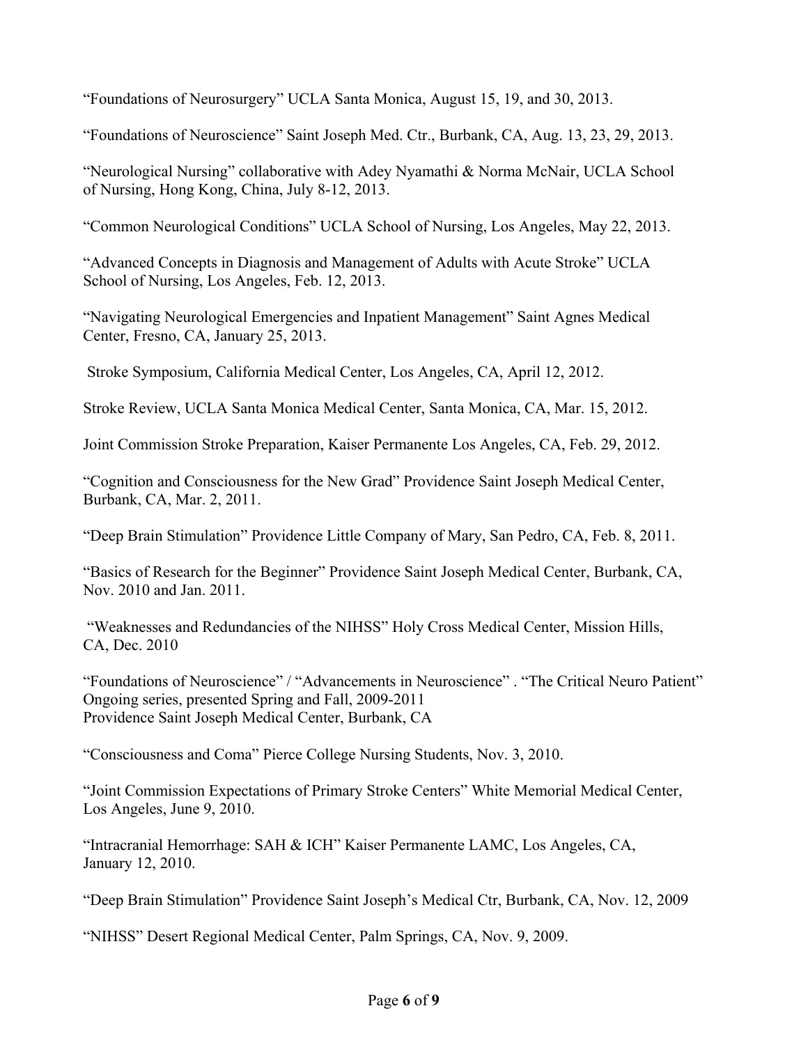"Foundations of Neurosurgery" UCLA Santa Monica, August 15, 19, and 30, 2013.

"Foundations of Neuroscience" Saint Joseph Med. Ctr., Burbank, CA, Aug. 13, 23, 29, 2013.

"Neurological Nursing" collaborative with Adey Nyamathi & Norma McNair, UCLA School of Nursing, Hong Kong, China, July 8-12, 2013.

"Common Neurological Conditions" UCLA School of Nursing, Los Angeles, May 22, 2013.

"Advanced Concepts in Diagnosis and Management of Adults with Acute Stroke" UCLA School of Nursing, Los Angeles, Feb. 12, 2013.

"Navigating Neurological Emergencies and Inpatient Management" Saint Agnes Medical Center, Fresno, CA, January 25, 2013.

Stroke Symposium, California Medical Center, Los Angeles, CA, April 12, 2012.

Stroke Review, UCLA Santa Monica Medical Center, Santa Monica, CA, Mar. 15, 2012.

Joint Commission Stroke Preparation, Kaiser Permanente Los Angeles, CA, Feb. 29, 2012.

"Cognition and Consciousness for the New Grad" Providence Saint Joseph Medical Center, Burbank, CA, Mar. 2, 2011.

"Deep Brain Stimulation" Providence Little Company of Mary, San Pedro, CA, Feb. 8, 2011.

"Basics of Research for the Beginner" Providence Saint Joseph Medical Center, Burbank, CA, Nov. 2010 and Jan. 2011.

"Weaknesses and Redundancies of the NIHSS" Holy Cross Medical Center, Mission Hills, CA, Dec. 2010

"Foundations of Neuroscience" / "Advancements in Neuroscience" . "The Critical Neuro Patient" Ongoing series, presented Spring and Fall, 2009-2011
Providence Saint Joseph Medical Center, Burbank, CA

"Consciousness and Coma" Pierce College Nursing Students, Nov. 3, 2010.

"Joint Commission Expectations of Primary Stroke Centers" White Memorial Medical Center, Los Angeles, June 9, 2010.

"Intracranial Hemorrhage: SAH & ICH" Kaiser Permanente LAMC, Los Angeles, CA, January 12, 2010.

"Deep Brain Stimulation" Providence Saint Joseph's Medical Ctr, Burbank, CA, Nov. 12, 2009

"NIHSS" Desert Regional Medical Center, Palm Springs, CA, Nov. 9, 2009.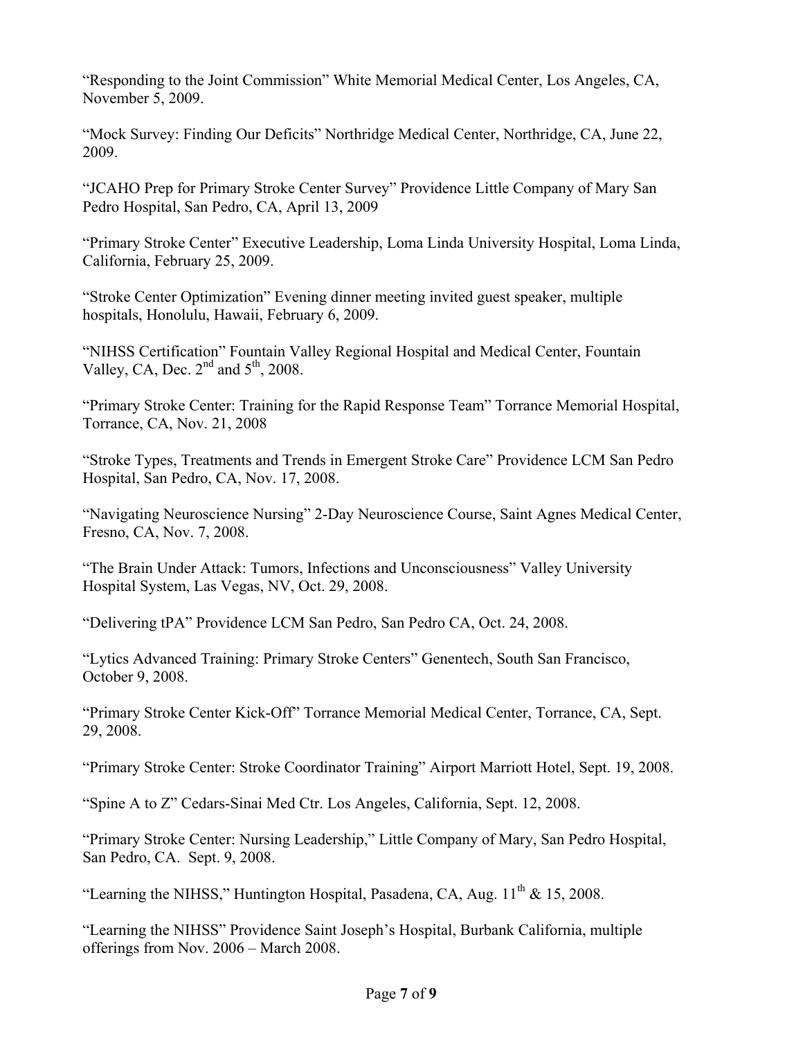"Responding to the Joint Commission" White Memorial Medical Center, Los Angeles, CA, November 5, 2009.

"Mock Survey: Finding Our Deficits" Northridge Medical Center, Northridge, CA, June 22, 2009.

"JCAHO Prep for Primary Stroke Center Survey" Providence Little Company of Mary San Pedro Hospital, San Pedro, CA, April 13, 2009

"Primary Stroke Center" Executive Leadership, Loma Linda University Hospital, Loma Linda, California, February 25, 2009.

"Stroke Center Optimization" Evening dinner meeting invited guest speaker, multiple hospitals, Honolulu, Hawaii, February 6, 2009.

"NIHSS Certification" Fountain Valley Regional Hospital and Medical Center, Fountain Valley, CA, Dec. 2nd and 5th, 2008.

"Primary Stroke Center: Training for the Rapid Response Team" Torrance Memorial Hospital, Torrance, CA, Nov. 21, 2008

"Stroke Types, Treatments and Trends in Emergent Stroke Care" Providence LCM San Pedro Hospital, San Pedro, CA, Nov. 17, 2008.

"Navigating Neuroscience Nursing" 2-Day Neuroscience Course, Saint Agnes Medical Center, Fresno, CA, Nov. 7, 2008.

"The Brain Under Attack: Tumors, Infections and Unconsciousness" Valley University Hospital System, Las Vegas, NV, Oct. 29, 2008.

"Delivering tPA" Providence LCM San Pedro, San Pedro CA, Oct. 24, 2008.

"Lytics Advanced Training: Primary Stroke Centers" Genentech, South San Francisco, October 9, 2008.

"Primary Stroke Center Kick-Off" Torrance Memorial Medical Center, Torrance, CA, Sept. 29, 2008.

"Primary Stroke Center: Stroke Coordinator Training" Airport Marriott Hotel, Sept. 19, 2008.

"Spine A to Z" Cedars-Sinai Med Ctr. Los Angeles, California, Sept. 12, 2008.

"Primary Stroke Center: Nursing Leadership," Little Company of Mary, San Pedro Hospital, San Pedro, CA. Sept. 9, 2008.

"Learning the NIHSS," Huntington Hospital, Pasadena, CA, Aug. 11th & 15, 2008.

"Learning the NIHSS" Providence Saint Joseph's Hospital, Burbank California, multiple offerings from Nov. 2006 – March 2008.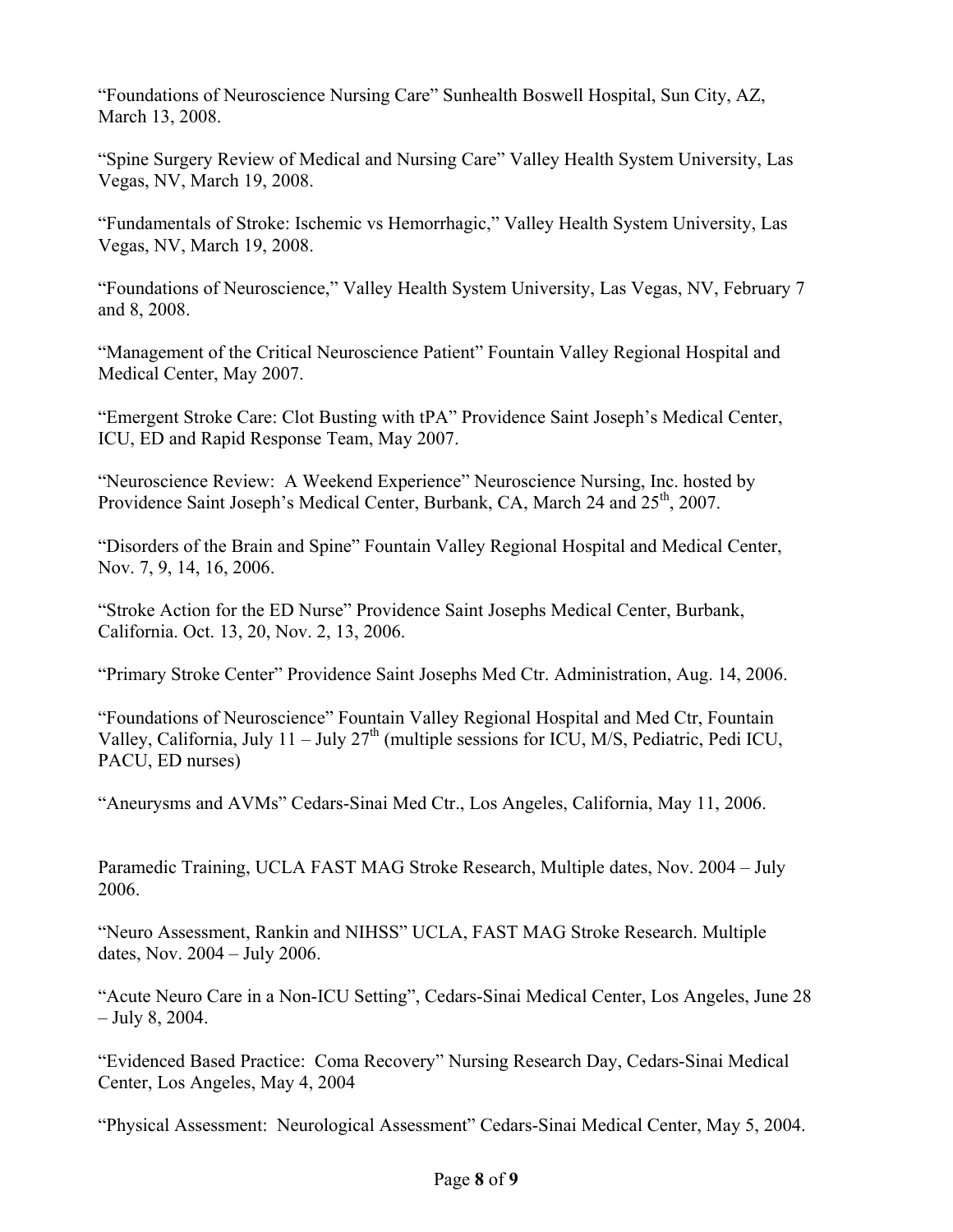"Foundations of Neuroscience Nursing Care" Sunhealth Boswell Hospital, Sun City, AZ, March 13, 2008.

"Spine Surgery Review of Medical and Nursing Care" Valley Health System University, Las Vegas, NV, March 19, 2008.

"Fundamentals of Stroke: Ischemic vs Hemorrhagic," Valley Health System University, Las Vegas, NV, March 19, 2008.

"Foundations of Neuroscience," Valley Health System University, Las Vegas, NV, February 7 and 8, 2008.

"Management of the Critical Neuroscience Patient" Fountain Valley Regional Hospital and Medical Center, May 2007.

"Emergent Stroke Care: Clot Busting with tPA" Providence Saint Joseph's Medical Center, ICU, ED and Rapid Response Team, May 2007.

"Neuroscience Review: A Weekend Experience" Neuroscience Nursing, Inc. hosted by Providence Saint Joseph's Medical Center, Burbank, CA, March 24 and 25th, 2007.

"Disorders of the Brain and Spine" Fountain Valley Regional Hospital and Medical Center, Nov. 7, 9, 14, 16, 2006.

"Stroke Action for the ED Nurse" Providence Saint Josephs Medical Center, Burbank, California. Oct. 13, 20, Nov. 2, 13, 2006.

"Primary Stroke Center" Providence Saint Josephs Med Ctr. Administration, Aug. 14, 2006.

"Foundations of Neuroscience" Fountain Valley Regional Hospital and Med Ctr, Fountain Valley, California, July 11 – July 27th (multiple sessions for ICU, M/S, Pediatric, Pedi ICU, PACU, ED nurses)

"Aneurysms and AVMs" Cedars-Sinai Med Ctr., Los Angeles, California, May 11, 2006.

Paramedic Training, UCLA FAST MAG Stroke Research, Multiple dates, Nov. 2004 – July 2006.

"Neuro Assessment, Rankin and NIHSS" UCLA, FAST MAG Stroke Research. Multiple dates, Nov. 2004 – July 2006.

"Acute Neuro Care in a Non-ICU Setting", Cedars-Sinai Medical Center, Los Angeles, June 28 – July 8, 2004.

"Evidenced Based Practice: Coma Recovery" Nursing Research Day, Cedars-Sinai Medical Center, Los Angeles, May 4, 2004

"Physical Assessment: Neurological Assessment" Cedars-Sinai Medical Center, May 5, 2004.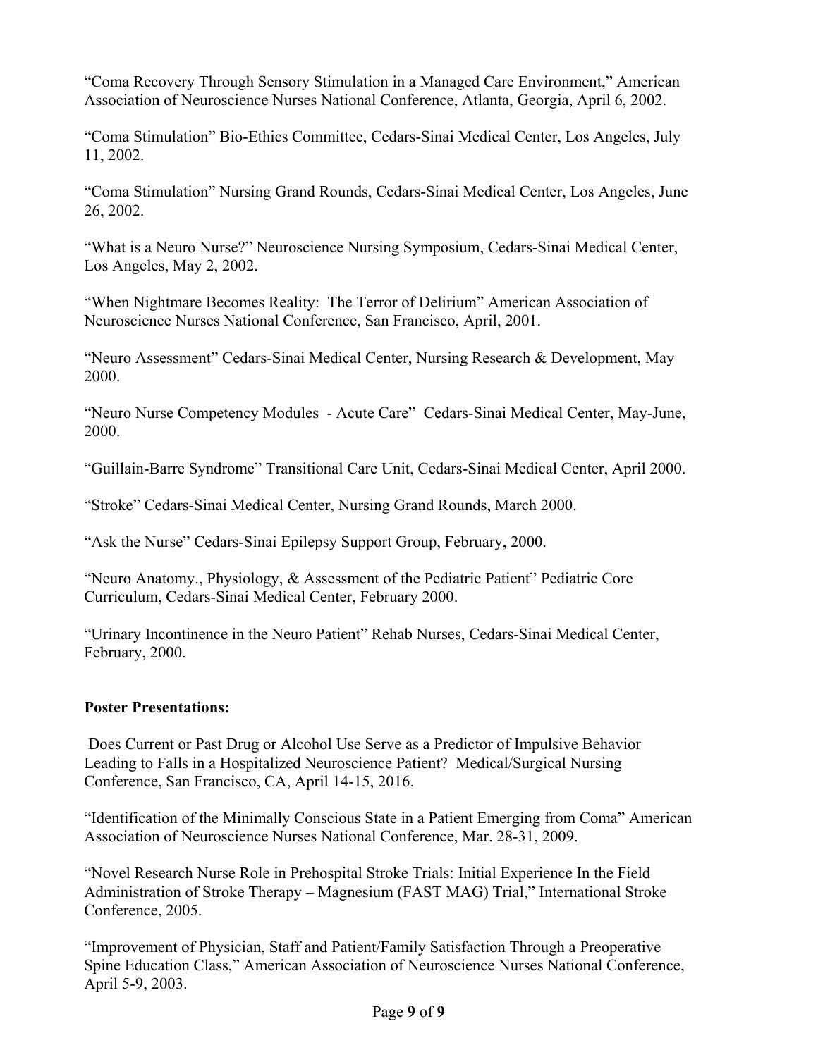"Coma Recovery Through Sensory Stimulation in a Managed Care Environment," American Association of Neuroscience Nurses National Conference, Atlanta, Georgia, April 6, 2002.

"Coma Stimulation" Bio-Ethics Committee, Cedars-Sinai Medical Center, Los Angeles, July 11, 2002.

"Coma Stimulation" Nursing Grand Rounds, Cedars-Sinai Medical Center, Los Angeles, June 26, 2002.

"What is a Neuro Nurse?" Neuroscience Nursing Symposium, Cedars-Sinai Medical Center, Los Angeles, May 2, 2002.

"When Nightmare Becomes Reality: The Terror of Delirium" American Association of Neuroscience Nurses National Conference, San Francisco, April, 2001.

"Neuro Assessment" Cedars-Sinai Medical Center, Nursing Research & Development, May 2000.

"Neuro Nurse Competency Modules - Acute Care" Cedars-Sinai Medical Center, May-June, 2000.

"Guillain-Barre Syndrome" Transitional Care Unit, Cedars-Sinai Medical Center, April 2000.

"Stroke" Cedars-Sinai Medical Center, Nursing Grand Rounds, March 2000.

"Ask the Nurse" Cedars-Sinai Epilepsy Support Group, February, 2000.

"Neuro Anatomy., Physiology, & Assessment of the Pediatric Patient" Pediatric Core Curriculum, Cedars-Sinai Medical Center, February 2000.

"Urinary Incontinence in the Neuro Patient" Rehab Nurses, Cedars-Sinai Medical Center, February, 2000.

**Poster Presentations:**

Does Current or Past Drug or Alcohol Use Serve as a Predictor of Impulsive Behavior Leading to Falls in a Hospitalized Neuroscience Patient? Medical/Surgical Nursing Conference, San Francisco, CA, April 14-15, 2016.

"Identification of the Minimally Conscious State in a Patient Emerging from Coma" American Association of Neuroscience Nurses National Conference, Mar. 28-31, 2009.

"Novel Research Nurse Role in Prehospital Stroke Trials: Initial Experience In the Field Administration of Stroke Therapy – Magnesium (FAST MAG) Trial," International Stroke Conference, 2005.

"Improvement of Physician, Staff and Patient/Family Satisfaction Through a Preoperative Spine Education Class," American Association of Neuroscience Nurses National Conference, April 5-9, 2003.